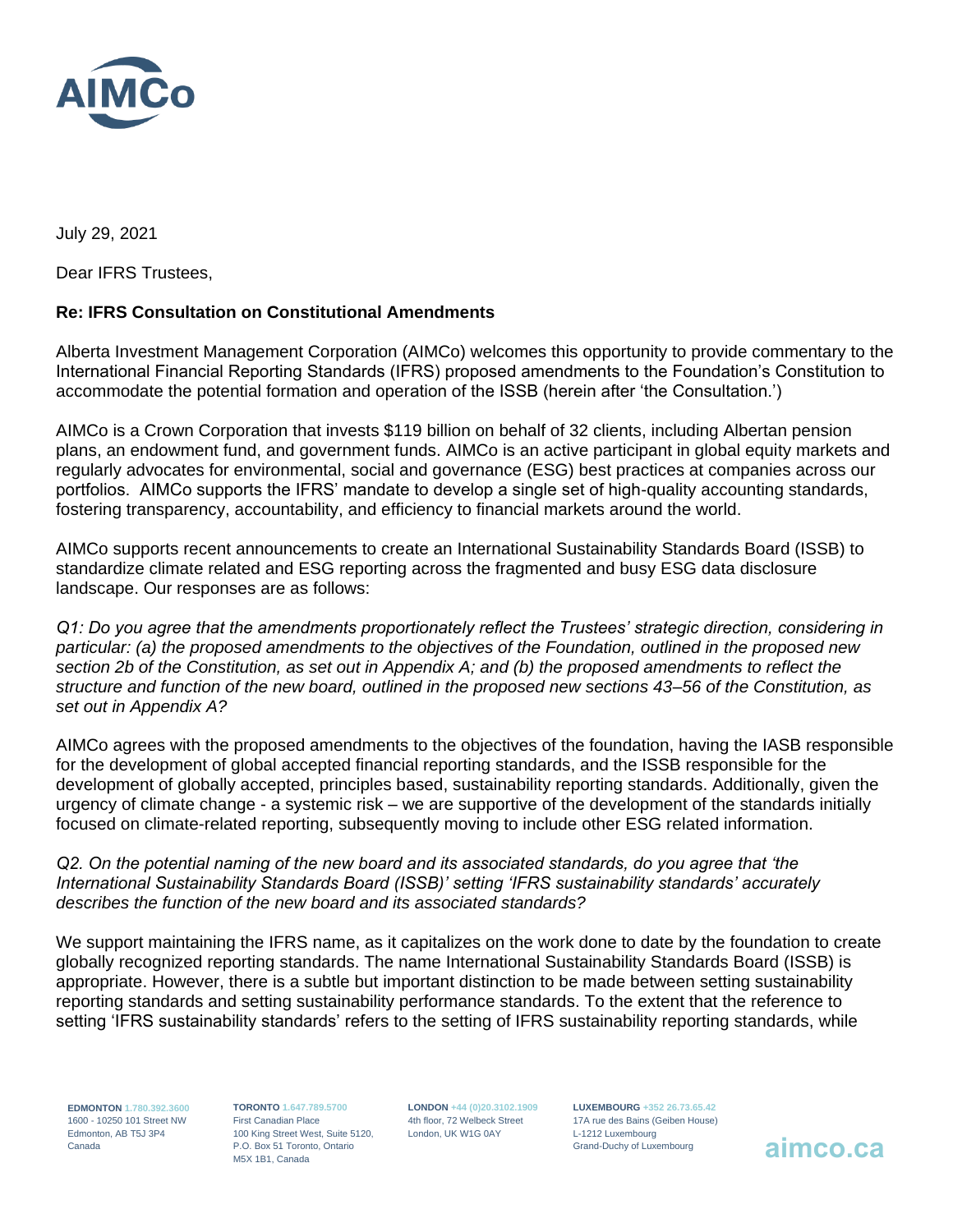July 29, 2021

Dear IFRS Trustees,

**Re: IFRS Consultation on Constitutional Amendments**

Alberta Investment Management Corporation (AIMCo) welcomes this opportunity to provide commentary to the International Financial Reporting Standards (IFRS) proposed amendments to the Foundation's Constitution to accommodate the potential formation and operation of the ISSB (herein after 'the Consultation.')

AIMCo is a Crown Corporation that invests $119 billion on behalf of 32 clients, including Albertan pension plans, an endowment fund, and government funds. AIMCo is an active participant in global equity markets and regularly advocates for environmental, social and governance (ESG) best practices at companies across our portfolios. AIMCo supports the IFRS' mandate to develop a single set of high-quality accounting standards, fostering transparency, accountability, and efficiency to financial markets around the world.

AIMCo supports recent announcements to create an International Sustainability Standards Board (ISSB) to standardize climate related and ESG reporting across the fragmented and busy ESG data disclosure landscape. Our responses are as follows:

*Q1: Do you agree that the amendments proportionately reflect the Trustees' strategic direction, considering in particular: (a) the proposed amendments to the objectives of the Foundation, outlined in the proposed new section 2b of the Constitution, as set out in Appendix A; and (b) the proposed amendments to reflect the structure and function of the new board, outlined in the proposed new sections 43–56 of the Constitution, as set out in Appendix A?*

AIMCo agrees with the proposed amendments to the objectives of the foundation, having the IASB responsible for the development of global accepted financial reporting standards, and the ISSB responsible for the development of globally accepted, principles based, sustainability reporting standards. Additionally, given the urgency of climate change - a systemic risk – we are supportive of the development of the standards initially focused on climate-related reporting, subsequently moving to include other ESG related information.

*Q2. On the potential naming of the new board and its associated standards, do you agree that 'the International Sustainability Standards Board (ISSB)' setting 'IFRS sustainability standards' accurately describes the function of the new board and its associated standards?*

We support maintaining the IFRS name, as it capitalizes on the work done to date by the foundation to create globally recognized reporting standards. The name International Sustainability Standards Board (ISSB) is appropriate. However, there is a subtle but important distinction to be made between setting sustainability reporting standards and setting sustainability performance standards. To the extent that the reference to setting 'IFRS sustainability standards' refers to the setting of IFRS sustainability reporting standards, while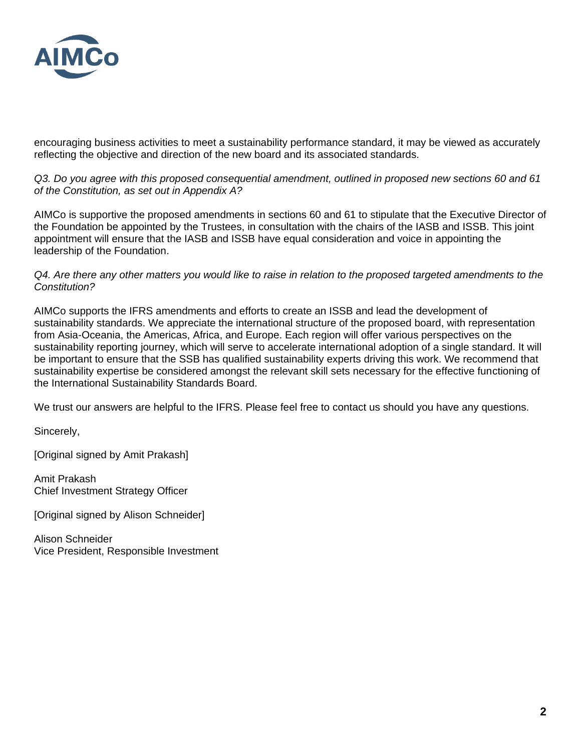encouraging business activities to meet a sustainability performance standard, it may be viewed as accurately reflecting the objective and direction of the new board and its associated standards.

*Q3. Do you agree with this proposed consequential amendment, outlined in proposed new sections 60 and 61 of the Constitution, as set out in Appendix A?*

AIMCo is supportive the proposed amendments in sections 60 and 61 to stipulate that the Executive Director of the Foundation be appointed by the Trustees, in consultation with the chairs of the IASB and ISSB. This joint appointment will ensure that the IASB and ISSB have equal consideration and voice in appointing the leadership of the Foundation.

*Q4. Are there any other matters you would like to raise in relation to the proposed targeted amendments to the Constitution?*

AIMCo supports the IFRS amendments and efforts to create an ISSB and lead the development of sustainability standards. We appreciate the international structure of the proposed board, with representation from Asia-Oceania, the Americas, Africa, and Europe. Each region will offer various perspectives on the sustainability reporting journey, which will serve to accelerate international adoption of a single standard. It will be important to ensure that the SSB has qualified sustainability experts driving this work. We recommend that sustainability expertise be considered amongst the relevant skill sets necessary for the effective functioning of the International Sustainability Standards Board.

We trust our answers are helpful to the IFRS. Please feel free to contact us should you have any questions.

Sincerely,

[Original signed by Amit Prakash]

Amit Prakash
Chief Investment Strategy Officer

[Original signed by Alison Schneider]

Alison Schneider
Vice President, Responsible Investment